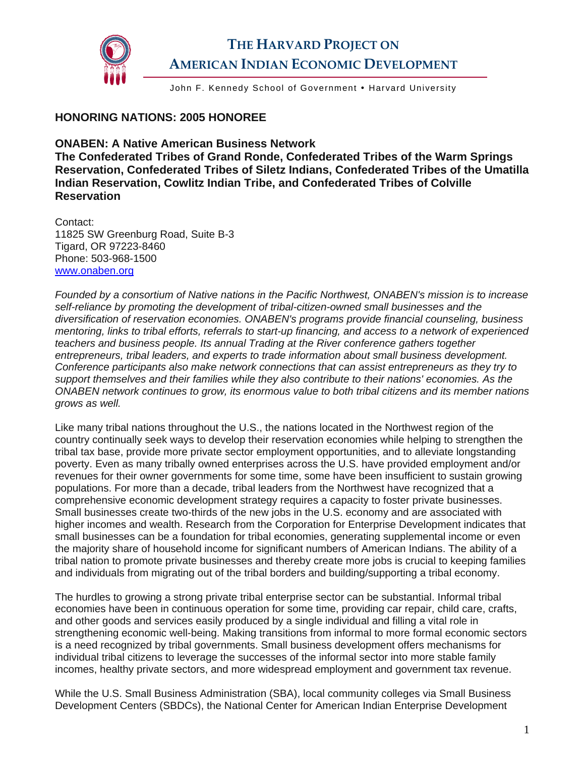# THE HARVARD PROJECT ON AMERICAN INDIAN ECONOMIC DEVELOPMENT

John F. Kennedy School of Government • Harvard University

## HONORING NATIONS: 2005 HONOREE

**ONABEN: A Native American Business Network**
**The Confederated Tribes of Grand Ronde, Confederated Tribes of the Warm Springs Reservation, Confederated Tribes of Siletz Indians, Confederated Tribes of the Umatilla Indian Reservation, Cowlitz Indian Tribe, and Confederated Tribes of Colville Reservation**

Contact:
11825 SW Greenburg Road, Suite B-3
Tigard, OR 97223-8460
Phone: 503-968-1500
www.onaben.org

*Founded by a consortium of Native nations in the Pacific Northwest, ONABEN's mission is to increase self-reliance by promoting the development of tribal-citizen-owned small businesses and the diversification of reservation economies. ONABEN's programs provide financial counseling, business mentoring, links to tribal efforts, referrals to start-up financing, and access to a network of experienced teachers and business people. Its annual Trading at the River conference gathers together entrepreneurs, tribal leaders, and experts to trade information about small business development. Conference participants also make network connections that can assist entrepreneurs as they try to support themselves and their families while they also contribute to their nations' economies. As the ONABEN network continues to grow, its enormous value to both tribal citizens and its member nations grows as well.*

Like many tribal nations throughout the U.S., the nations located in the Northwest region of the country continually seek ways to develop their reservation economies while helping to strengthen the tribal tax base, provide more private sector employment opportunities, and to alleviate longstanding poverty. Even as many tribally owned enterprises across the U.S. have provided employment and/or revenues for their owner governments for some time, some have been insufficient to sustain growing populations. For more than a decade, tribal leaders from the Northwest have recognized that a comprehensive economic development strategy requires a capacity to foster private businesses. Small businesses create two-thirds of the new jobs in the U.S. economy and are associated with higher incomes and wealth. Research from the Corporation for Enterprise Development indicates that small businesses can be a foundation for tribal economies, generating supplemental income or even the majority share of household income for significant numbers of American Indians. The ability of a tribal nation to promote private businesses and thereby create more jobs is crucial to keeping families and individuals from migrating out of the tribal borders and building/supporting a tribal economy.

The hurdles to growing a strong private tribal enterprise sector can be substantial. Informal tribal economies have been in continuous operation for some time, providing car repair, child care, crafts, and other goods and services easily produced by a single individual and filling a vital role in strengthening economic well-being. Making transitions from informal to more formal economic sectors is a need recognized by tribal governments. Small business development offers mechanisms for individual tribal citizens to leverage the successes of the informal sector into more stable family incomes, healthy private sectors, and more widespread employment and government tax revenue.

While the U.S. Small Business Administration (SBA), local community colleges via Small Business Development Centers (SBDCs), the National Center for American Indian Enterprise Development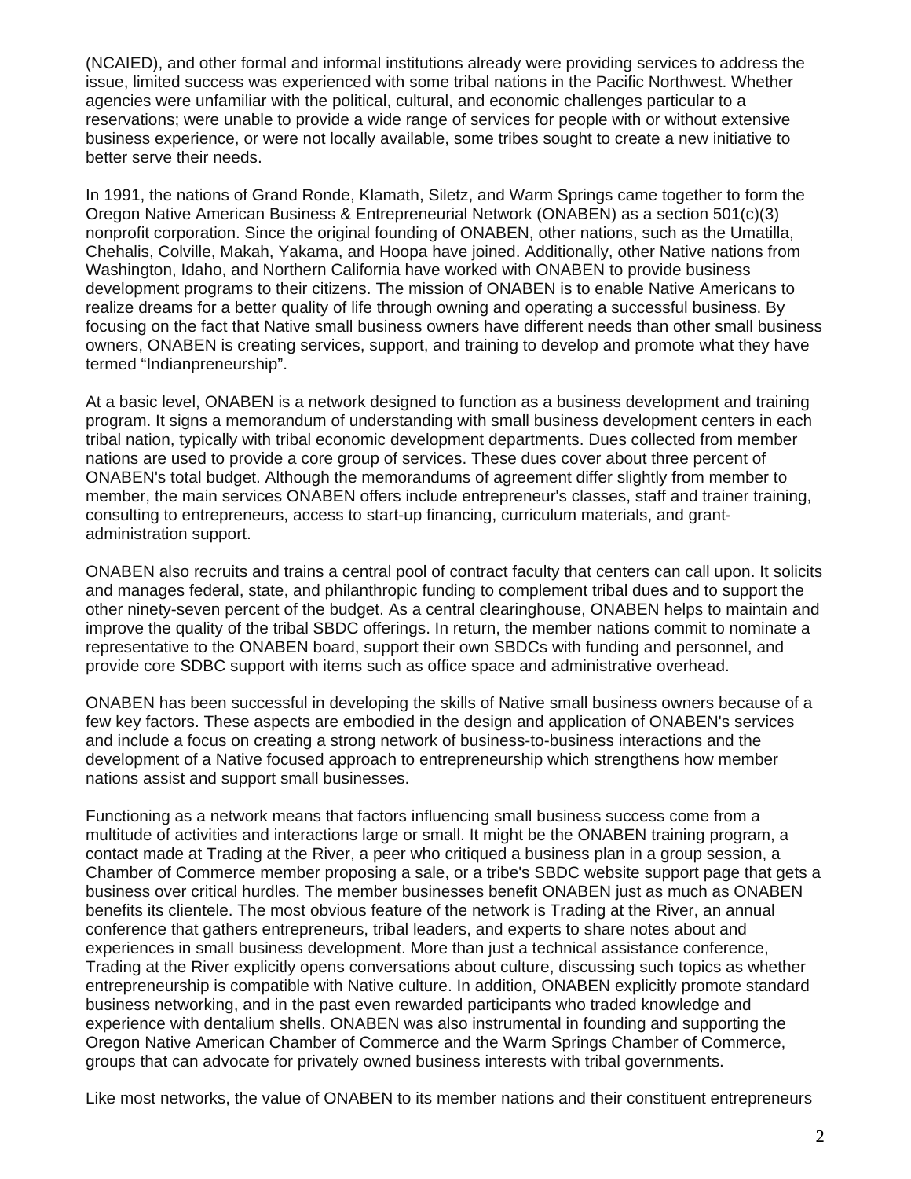(NCAIED), and other formal and informal institutions already were providing services to address the issue, limited success was experienced with some tribal nations in the Pacific Northwest. Whether agencies were unfamiliar with the political, cultural, and economic challenges particular to a reservations; were unable to provide a wide range of services for people with or without extensive business experience, or were not locally available, some tribes sought to create a new initiative to better serve their needs.

In 1991, the nations of Grand Ronde, Klamath, Siletz, and Warm Springs came together to form the Oregon Native American Business & Entrepreneurial Network (ONABEN) as a section 501(c)(3) nonprofit corporation. Since the original founding of ONABEN, other nations, such as the Umatilla, Chehalis, Colville, Makah, Yakama, and Hoopa have joined. Additionally, other Native nations from Washington, Idaho, and Northern California have worked with ONABEN to provide business development programs to their citizens. The mission of ONABEN is to enable Native Americans to realize dreams for a better quality of life through owning and operating a successful business. By focusing on the fact that Native small business owners have different needs than other small business owners, ONABEN is creating services, support, and training to develop and promote what they have termed "Indianpreneurship".

At a basic level, ONABEN is a network designed to function as a business development and training program. It signs a memorandum of understanding with small business development centers in each tribal nation, typically with tribal economic development departments. Dues collected from member nations are used to provide a core group of services. These dues cover about three percent of ONABEN's total budget. Although the memorandums of agreement differ slightly from member to member, the main services ONABEN offers include entrepreneur's classes, staff and trainer training, consulting to entrepreneurs, access to start-up financing, curriculum materials, and grant-administration support.

ONABEN also recruits and trains a central pool of contract faculty that centers can call upon. It solicits and manages federal, state, and philanthropic funding to complement tribal dues and to support the other ninety-seven percent of the budget. As a central clearinghouse, ONABEN helps to maintain and improve the quality of the tribal SBDC offerings. In return, the member nations commit to nominate a representative to the ONABEN board, support their own SBDCs with funding and personnel, and provide core SDBC support with items such as office space and administrative overhead.

ONABEN has been successful in developing the skills of Native small business owners because of a few key factors. These aspects are embodied in the design and application of ONABEN's services and include a focus on creating a strong network of business-to-business interactions and the development of a Native focused approach to entrepreneurship which strengthens how member nations assist and support small businesses.

Functioning as a network means that factors influencing small business success come from a multitude of activities and interactions large or small. It might be the ONABEN training program, a contact made at Trading at the River, a peer who critiqued a business plan in a group session, a Chamber of Commerce member proposing a sale, or a tribe's SBDC website support page that gets a business over critical hurdles. The member businesses benefit ONABEN just as much as ONABEN benefits its clientele. The most obvious feature of the network is Trading at the River, an annual conference that gathers entrepreneurs, tribal leaders, and experts to share notes about and experiences in small business development. More than just a technical assistance conference, Trading at the River explicitly opens conversations about culture, discussing such topics as whether entrepreneurship is compatible with Native culture. In addition, ONABEN explicitly promote standard business networking, and in the past even rewarded participants who traded knowledge and experience with dentalium shells. ONABEN was also instrumental in founding and supporting the Oregon Native American Chamber of Commerce and the Warm Springs Chamber of Commerce, groups that can advocate for privately owned business interests with tribal governments.

Like most networks, the value of ONABEN to its member nations and their constituent entrepreneurs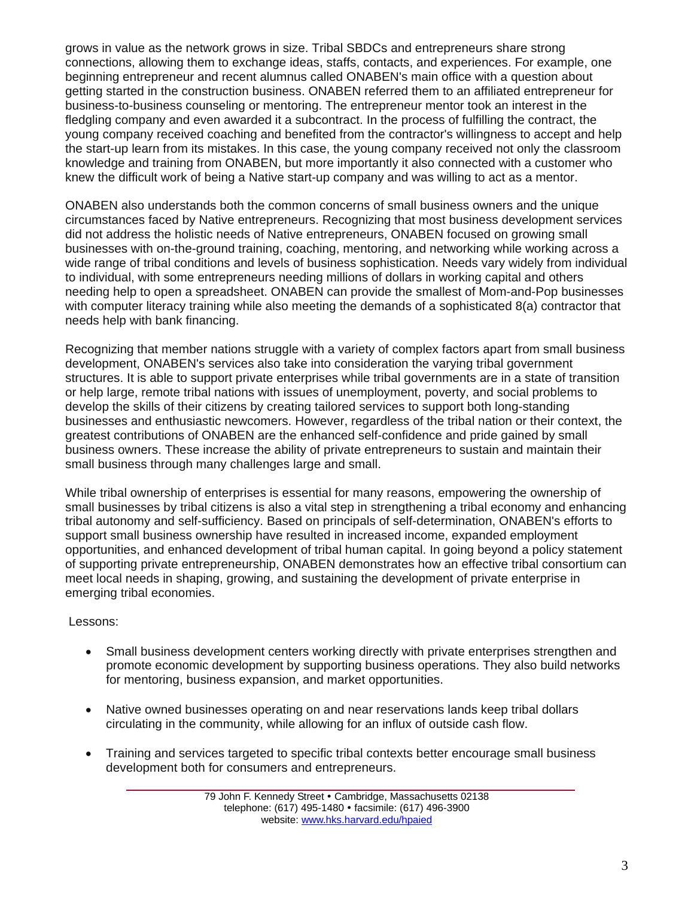grows in value as the network grows in size. Tribal SBDCs and entrepreneurs share strong connections, allowing them to exchange ideas, staffs, contacts, and experiences. For example, one beginning entrepreneur and recent alumnus called ONABEN's main office with a question about getting started in the construction business. ONABEN referred them to an affiliated entrepreneur for business-to-business counseling or mentoring. The entrepreneur mentor took an interest in the fledgling company and even awarded it a subcontract. In the process of fulfilling the contract, the young company received coaching and benefited from the contractor's willingness to accept and help the start-up learn from its mistakes. In this case, the young company received not only the classroom knowledge and training from ONABEN, but more importantly it also connected with a customer who knew the difficult work of being a Native start-up company and was willing to act as a mentor.

ONABEN also understands both the common concerns of small business owners and the unique circumstances faced by Native entrepreneurs. Recognizing that most business development services did not address the holistic needs of Native entrepreneurs, ONABEN focused on growing small businesses with on-the-ground training, coaching, mentoring, and networking while working across a wide range of tribal conditions and levels of business sophistication. Needs vary widely from individual to individual, with some entrepreneurs needing millions of dollars in working capital and others needing help to open a spreadsheet. ONABEN can provide the smallest of Mom-and-Pop businesses with computer literacy training while also meeting the demands of a sophisticated 8(a) contractor that needs help with bank financing.

Recognizing that member nations struggle with a variety of complex factors apart from small business development, ONABEN's services also take into consideration the varying tribal government structures. It is able to support private enterprises while tribal governments are in a state of transition or help large, remote tribal nations with issues of unemployment, poverty, and social problems to develop the skills of their citizens by creating tailored services to support both long-standing businesses and enthusiastic newcomers. However, regardless of the tribal nation or their context, the greatest contributions of ONABEN are the enhanced self-confidence and pride gained by small business owners. These increase the ability of private entrepreneurs to sustain and maintain their small business through many challenges large and small.

While tribal ownership of enterprises is essential for many reasons, empowering the ownership of small businesses by tribal citizens is also a vital step in strengthening a tribal economy and enhancing tribal autonomy and self-sufficiency. Based on principals of self-determination, ONABEN's efforts to support small business ownership have resulted in increased income, expanded employment opportunities, and enhanced development of tribal human capital. In going beyond a policy statement of supporting private entrepreneurship, ONABEN demonstrates how an effective tribal consortium can meet local needs in shaping, growing, and sustaining the development of private enterprise in emerging tribal economies.

Lessons:

- Small business development centers working directly with private enterprises strengthen and promote economic development by supporting business operations. They also build networks for mentoring, business expansion, and market opportunities.
- Native owned businesses operating on and near reservations lands keep tribal dollars circulating in the community, while allowing for an influx of outside cash flow.
- Training and services targeted to specific tribal contexts better encourage small business development both for consumers and entrepreneurs.

79 John F. Kennedy Street • Cambridge, Massachusetts 02138
telephone: (617) 495-1480 • facsimile: (617) 496-3900
website: www.hks.harvard.edu/hpaied